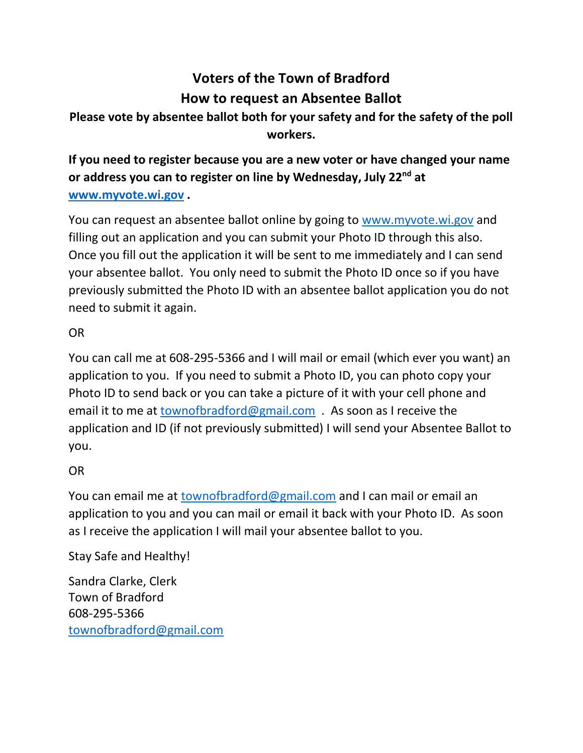# Voters of the Town of Bradford

## How to request an Absentee Ballot

**Please vote by absentee ballot both for your safety and for the safety of the poll workers.**

**If you need to register because you are a new voter or have changed your name or address you can to register on line by Wednesday, July 22nd at www.myvote.wi.gov .**

You can request an absentee ballot online by going to www.myvote.wi.gov and filling out an application and you can submit your Photo ID through this also. Once you fill out the application it will be sent to me immediately and I can send your absentee ballot. You only need to submit the Photo ID once so if you have previously submitted the Photo ID with an absentee ballot application you do not need to submit it again.

OR

You can call me at 608-295-5366 and I will mail or email (which ever you want) an application to you. If you need to submit a Photo ID, you can photo copy your Photo ID to send back or you can take a picture of it with your cell phone and email it to me at townofbradford@gmail.com . As soon as I receive the application and ID (if not previously submitted) I will send your Absentee Ballot to you.

OR

You can email me at townofbradford@gmail.com and I can mail or email an application to you and you can mail or email it back with your Photo ID. As soon as I receive the application I will mail your absentee ballot to you.

Stay Safe and Healthy!

Sandra Clarke, Clerk
Town of Bradford
608-295-5366
townofbradford@gmail.com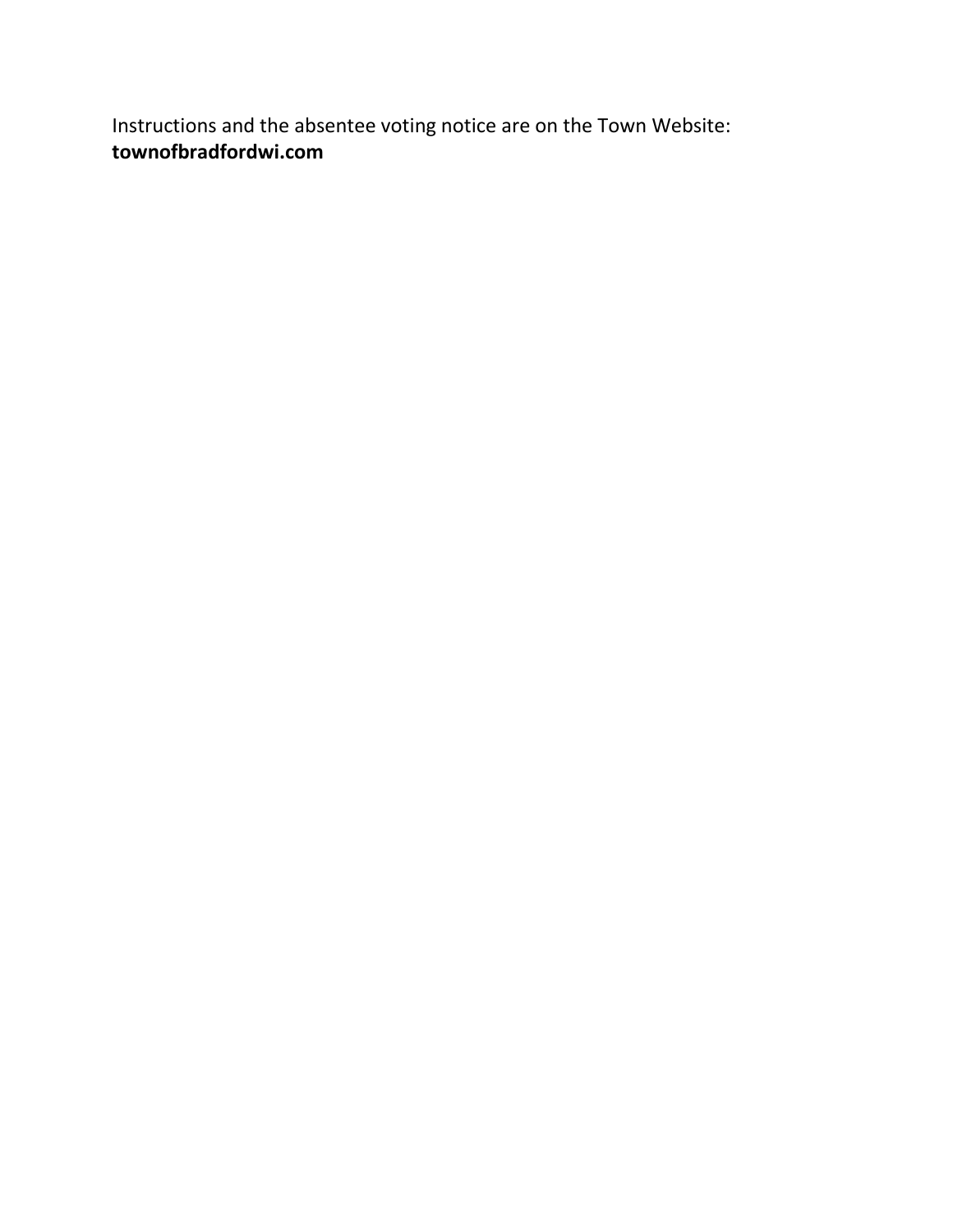Instructions and the absentee voting notice are on the Town Website:
**townofbradfordwi.com**